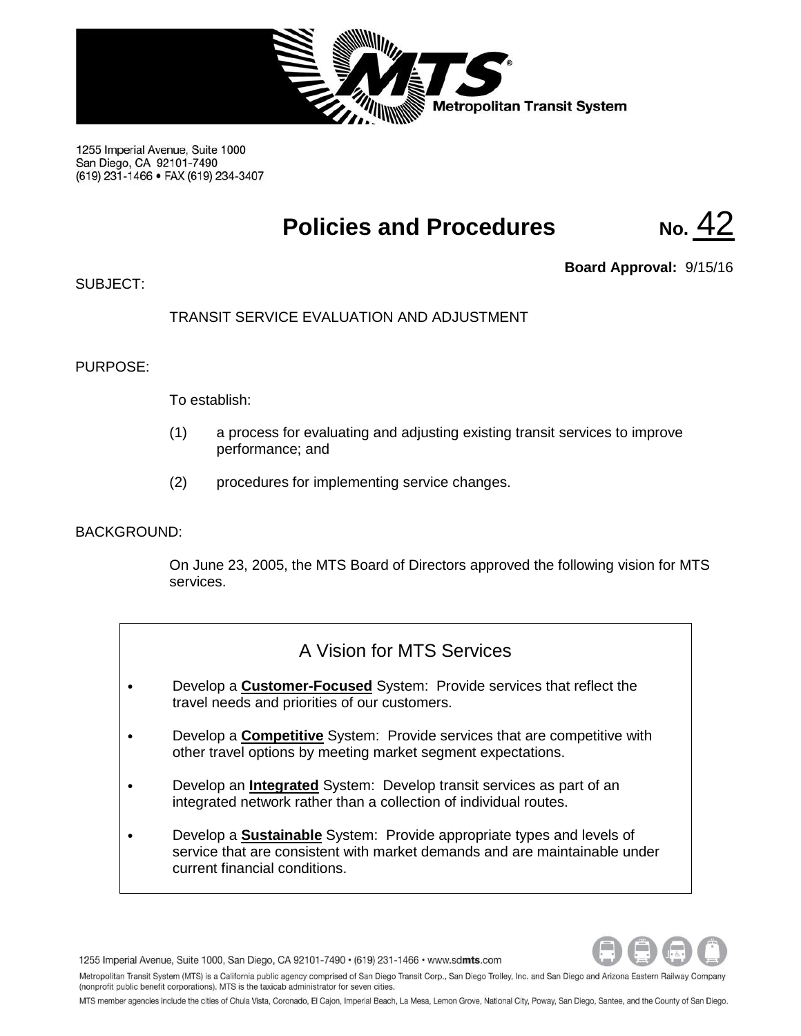1255 Imperial Avenue, Suite 1000
San Diego, CA 92101-7490
(619) 231-1466 • FAX (619) 234-3407

# Policies and Procedures No. 42

**Board Approval:** 9/15/16

SUBJECT:

TRANSIT SERVICE EVALUATION AND ADJUSTMENT

PURPOSE:

To establish:

(1) a process for evaluating and adjusting existing transit services to improve performance; and

(2) procedures for implementing service changes.

BACKGROUND:

On June 23, 2005, the MTS Board of Directors approved the following vision for MTS services.

> ## A Vision for MTS Services
>
> - Develop a **Customer-Focused** System: Provide services that reflect the travel needs and priorities of our customers.
> - Develop a **Competitive** System: Provide services that are competitive with other travel options by meeting market segment expectations.
> - Develop an **Integrated** System: Develop transit services as part of an integrated network rather than a collection of individual routes.
> - Develop a **Sustainable** System: Provide appropriate types and levels of service that are consistent with market demands and are maintainable under current financial conditions.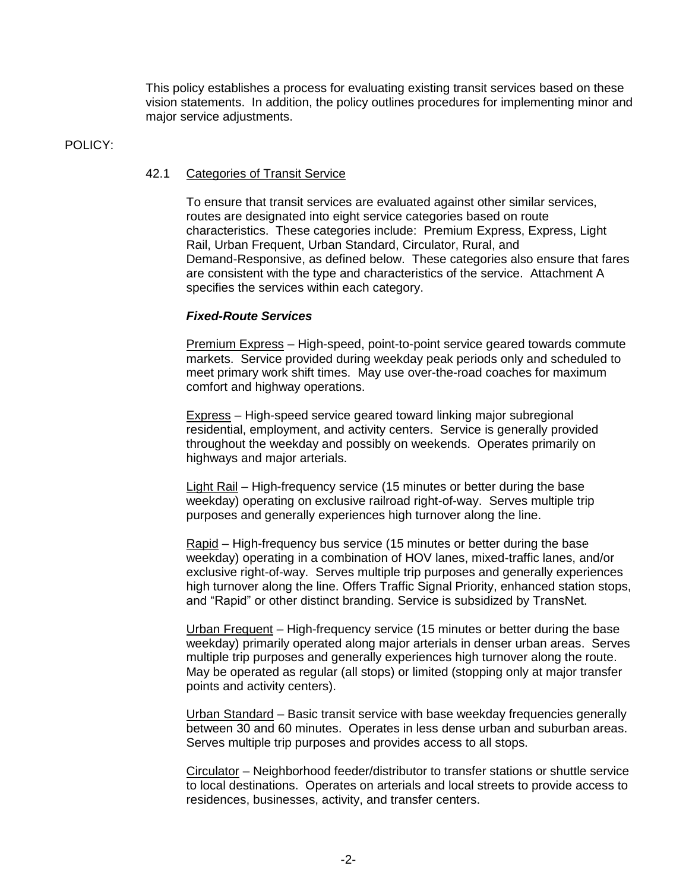This policy establishes a process for evaluating existing transit services based on these vision statements. In addition, the policy outlines procedures for implementing minor and major service adjustments.

POLICY:

42.1 Categories of Transit Service

To ensure that transit services are evaluated against other similar services, routes are designated into eight service categories based on route characteristics. These categories include: Premium Express, Express, Light Rail, Urban Frequent, Urban Standard, Circulator, Rural, and Demand-Responsive, as defined below. These categories also ensure that fares are consistent with the type and characteristics of the service. Attachment A specifies the services within each category.

***Fixed-Route Services***

Premium Express – High-speed, point-to-point service geared towards commute markets. Service provided during weekday peak periods only and scheduled to meet primary work shift times. May use over-the-road coaches for maximum comfort and highway operations.

Express – High-speed service geared toward linking major subregional residential, employment, and activity centers. Service is generally provided throughout the weekday and possibly on weekends. Operates primarily on highways and major arterials.

Light Rail – High-frequency service (15 minutes or better during the base weekday) operating on exclusive railroad right-of-way. Serves multiple trip purposes and generally experiences high turnover along the line.

Rapid – High-frequency bus service (15 minutes or better during the base weekday) operating in a combination of HOV lanes, mixed-traffic lanes, and/or exclusive right-of-way. Serves multiple trip purposes and generally experiences high turnover along the line. Offers Traffic Signal Priority, enhanced station stops, and "Rapid" or other distinct branding. Service is subsidized by TransNet.

Urban Frequent – High-frequency service (15 minutes or better during the base weekday) primarily operated along major arterials in denser urban areas. Serves multiple trip purposes and generally experiences high turnover along the route. May be operated as regular (all stops) or limited (stopping only at major transfer points and activity centers).

Urban Standard – Basic transit service with base weekday frequencies generally between 30 and 60 minutes. Operates in less dense urban and suburban areas. Serves multiple trip purposes and provides access to all stops.

Circulator – Neighborhood feeder/distributor to transfer stations or shuttle service to local destinations. Operates on arterials and local streets to provide access to residences, businesses, activity, and transfer centers.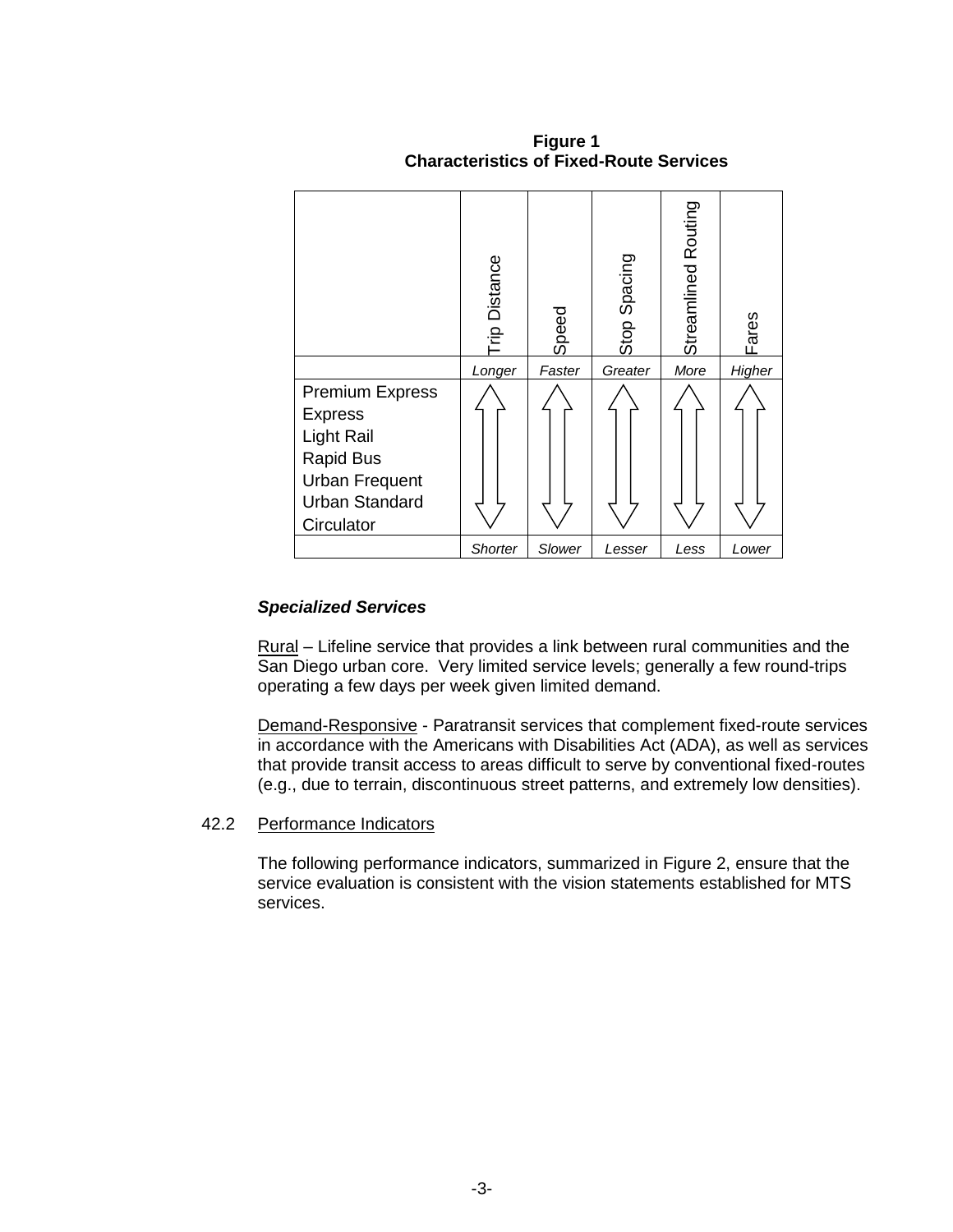**Figure 1**
**Characteristics of Fixed-Route Services**

| | Trip Distance | Speed | Stop Spacing | Streamlined Routing | Fares |
|---|---|---|---|---|---|
| | *Longer* | *Faster* | *Greater* | *More* | *Higher* |
| Premium Express<br>Express<br>Light Rail<br>Rapid Bus<br>Urban Frequent<br>Urban Standard<br>Circulator | ⇕ | ⇕ | ⇕ | ⇕ | ⇕ |
| | *Shorter* | *Slower* | *Lesser* | *Less* | *Lower* |

### ***Specialized Services***

Rural – Lifeline service that provides a link between rural communities and the San Diego urban core. Very limited service levels; generally a few round-trips operating a few days per week given limited demand.

Demand-Responsive - Paratransit services that complement fixed-route services in accordance with the Americans with Disabilities Act (ADA), as well as services that provide transit access to areas difficult to serve by conventional fixed-routes (e.g., due to terrain, discontinuous street patterns, and extremely low densities).

42.2 Performance Indicators

The following performance indicators, summarized in Figure 2, ensure that the service evaluation is consistent with the vision statements established for MTS services.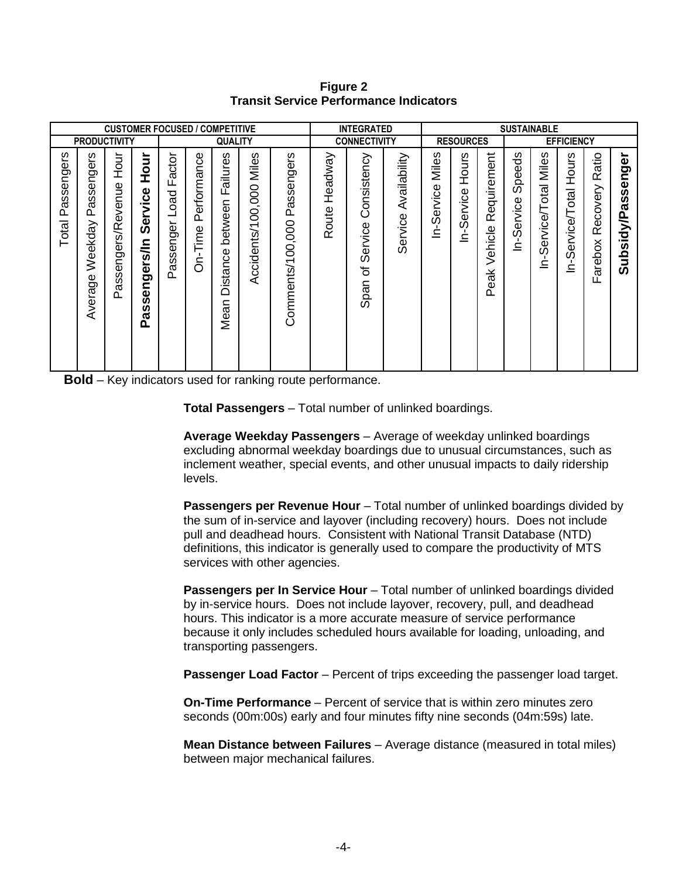**Figure 2**
**Transit Service Performance Indicators**

| CUSTOMER FOCUSED / COMPETITIVE | | | | | | | | | INTEGRATED | | | SUSTAINABLE | | | | | | | |
|---|---|---|---|---|---|---|---|---|---|---|---|---|---|---|---|---|---|---|---|
| PRODUCTIVITY | | | | QUALITY | | | | | CONNECTIVITY | | | RESOURCES | | | EFFICIENCY | | | | |
| Total Passengers | Average Weekday Passengers | Passengers/Revenue Hour | **Passengers/In Service Hour** | Passenger Load Factor | On-Time Performance | Mean Distance between Failures | Accidents/100,000 Miles | Comments/100,000 Passengers | Route Headway | Span of Service Consistency | Service Availability | In-Service Miles | In-Service Hours | Peak Vehicle Requirement | In-Service Speeds | In-Service/Total Miles | In-Service/Total Hours | Farebox Recovery Ratio | **Subsidy/Passenger** |

**Bold** – Key indicators used for ranking route performance.

**Total Passengers** – Total number of unlinked boardings.

**Average Weekday Passengers** – Average of weekday unlinked boardings excluding abnormal weekday boardings due to unusual circumstances, such as inclement weather, special events, and other unusual impacts to daily ridership levels.

**Passengers per Revenue Hour** – Total number of unlinked boardings divided by the sum of in-service and layover (including recovery) hours. Does not include pull and deadhead hours. Consistent with National Transit Database (NTD) definitions, this indicator is generally used to compare the productivity of MTS services with other agencies.

**Passengers per In Service Hour** – Total number of unlinked boardings divided by in-service hours. Does not include layover, recovery, pull, and deadhead hours. This indicator is a more accurate measure of service performance because it only includes scheduled hours available for loading, unloading, and transporting passengers.

**Passenger Load Factor** – Percent of trips exceeding the passenger load target.

**On-Time Performance** – Percent of service that is within zero minutes zero seconds (00m:00s) early and four minutes fifty nine seconds (04m:59s) late.

**Mean Distance between Failures** – Average distance (measured in total miles) between major mechanical failures.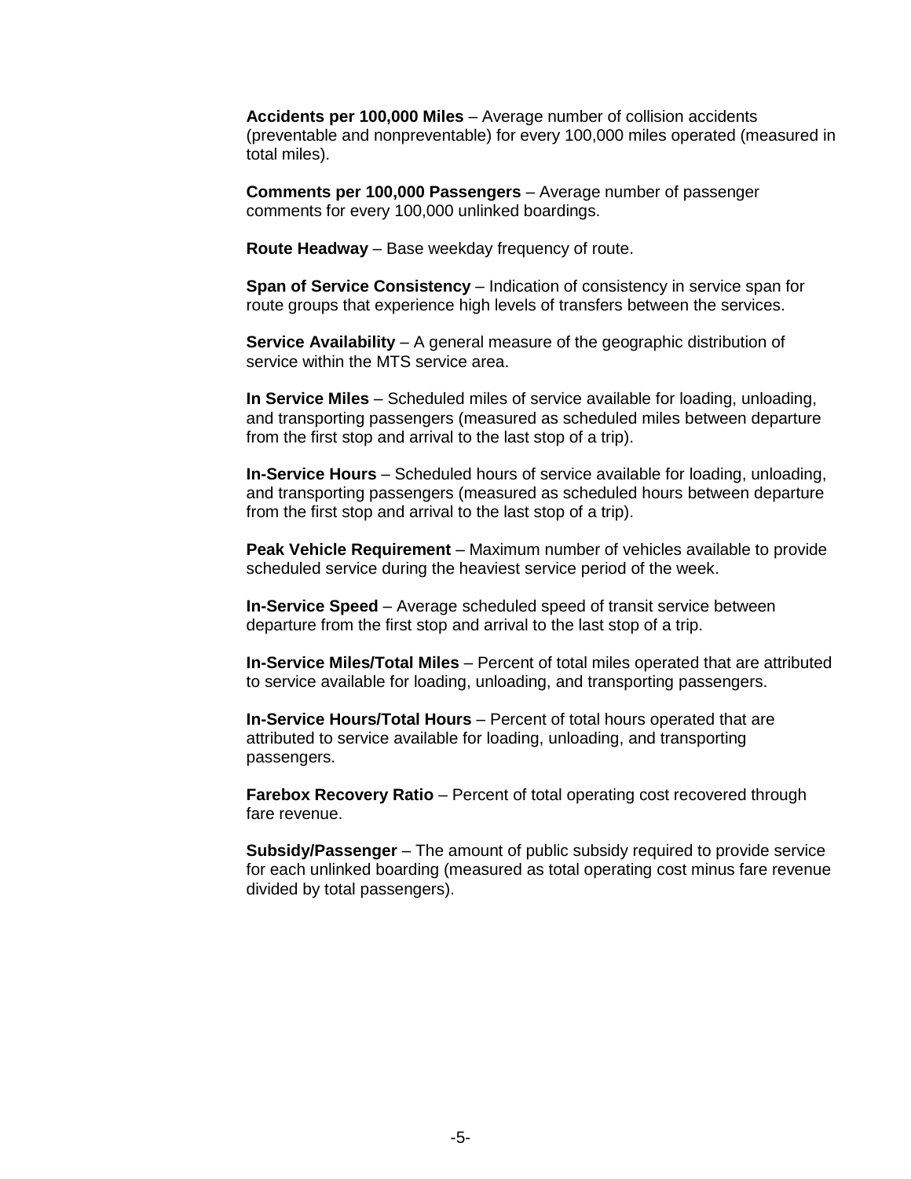**Accidents per 100,000 Miles** – Average number of collision accidents (preventable and nonpreventable) for every 100,000 miles operated (measured in total miles).

**Comments per 100,000 Passengers** – Average number of passenger comments for every 100,000 unlinked boardings.

**Route Headway** – Base weekday frequency of route.

**Span of Service Consistency** – Indication of consistency in service span for route groups that experience high levels of transfers between the services.

**Service Availability** – A general measure of the geographic distribution of service within the MTS service area.

**In Service Miles** – Scheduled miles of service available for loading, unloading, and transporting passengers (measured as scheduled miles between departure from the first stop and arrival to the last stop of a trip).

**In-Service Hours** – Scheduled hours of service available for loading, unloading, and transporting passengers (measured as scheduled hours between departure from the first stop and arrival to the last stop of a trip).

**Peak Vehicle Requirement** – Maximum number of vehicles available to provide scheduled service during the heaviest service period of the week.

**In-Service Speed** – Average scheduled speed of transit service between departure from the first stop and arrival to the last stop of a trip.

**In-Service Miles/Total Miles** – Percent of total miles operated that are attributed to service available for loading, unloading, and transporting passengers.

**In-Service Hours/Total Hours** – Percent of total hours operated that are attributed to service available for loading, unloading, and transporting passengers.

**Farebox Recovery Ratio** – Percent of total operating cost recovered through fare revenue.

**Subsidy/Passenger** – The amount of public subsidy required to provide service for each unlinked boarding (measured as total operating cost minus fare revenue divided by total passengers).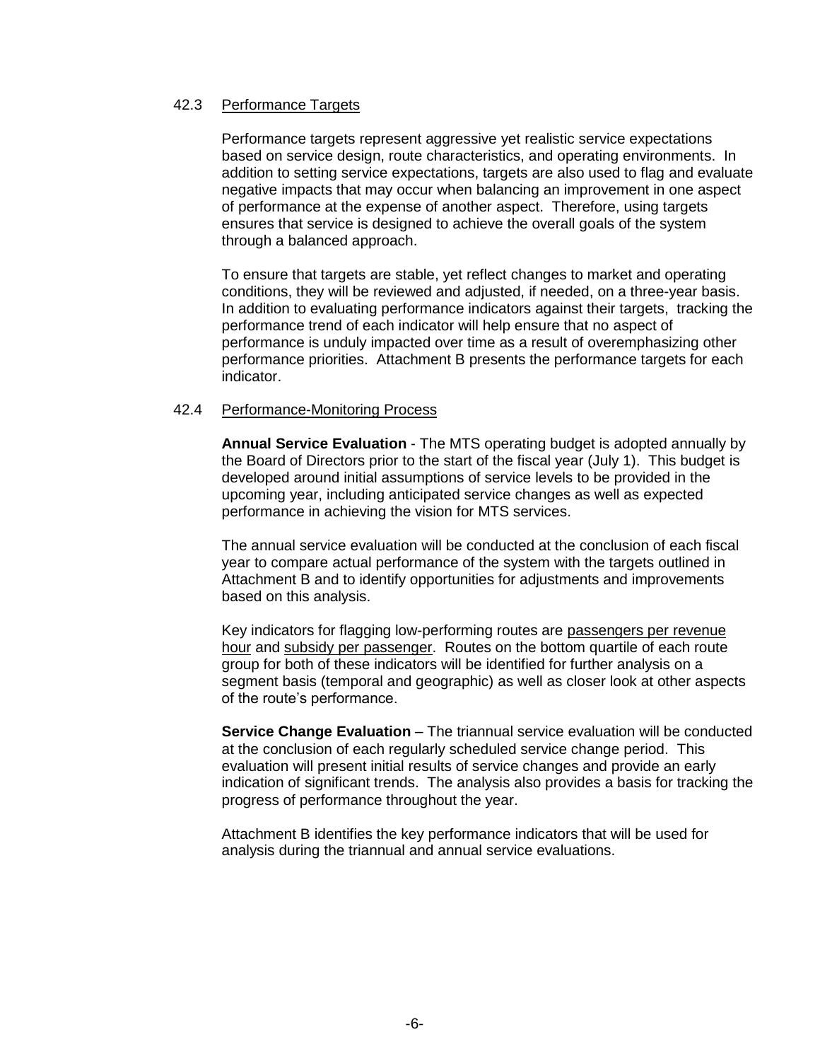### 42.3 Performance Targets

Performance targets represent aggressive yet realistic service expectations based on service design, route characteristics, and operating environments. In addition to setting service expectations, targets are also used to flag and evaluate negative impacts that may occur when balancing an improvement in one aspect of performance at the expense of another aspect. Therefore, using targets ensures that service is designed to achieve the overall goals of the system through a balanced approach.

To ensure that targets are stable, yet reflect changes to market and operating conditions, they will be reviewed and adjusted, if needed, on a three-year basis. In addition to evaluating performance indicators against their targets, tracking the performance trend of each indicator will help ensure that no aspect of performance is unduly impacted over time as a result of overemphasizing other performance priorities. Attachment B presents the performance targets for each indicator.

### 42.4 Performance-Monitoring Process

**Annual Service Evaluation** - The MTS operating budget is adopted annually by the Board of Directors prior to the start of the fiscal year (July 1). This budget is developed around initial assumptions of service levels to be provided in the upcoming year, including anticipated service changes as well as expected performance in achieving the vision for MTS services.

The annual service evaluation will be conducted at the conclusion of each fiscal year to compare actual performance of the system with the targets outlined in Attachment B and to identify opportunities for adjustments and improvements based on this analysis.

Key indicators for flagging low-performing routes are passengers per revenue hour and subsidy per passenger. Routes on the bottom quartile of each route group for both of these indicators will be identified for further analysis on a segment basis (temporal and geographic) as well as closer look at other aspects of the route's performance.

**Service Change Evaluation** – The triannual service evaluation will be conducted at the conclusion of each regularly scheduled service change period. This evaluation will present initial results of service changes and provide an early indication of significant trends. The analysis also provides a basis for tracking the progress of performance throughout the year.

Attachment B identifies the key performance indicators that will be used for analysis during the triannual and annual service evaluations.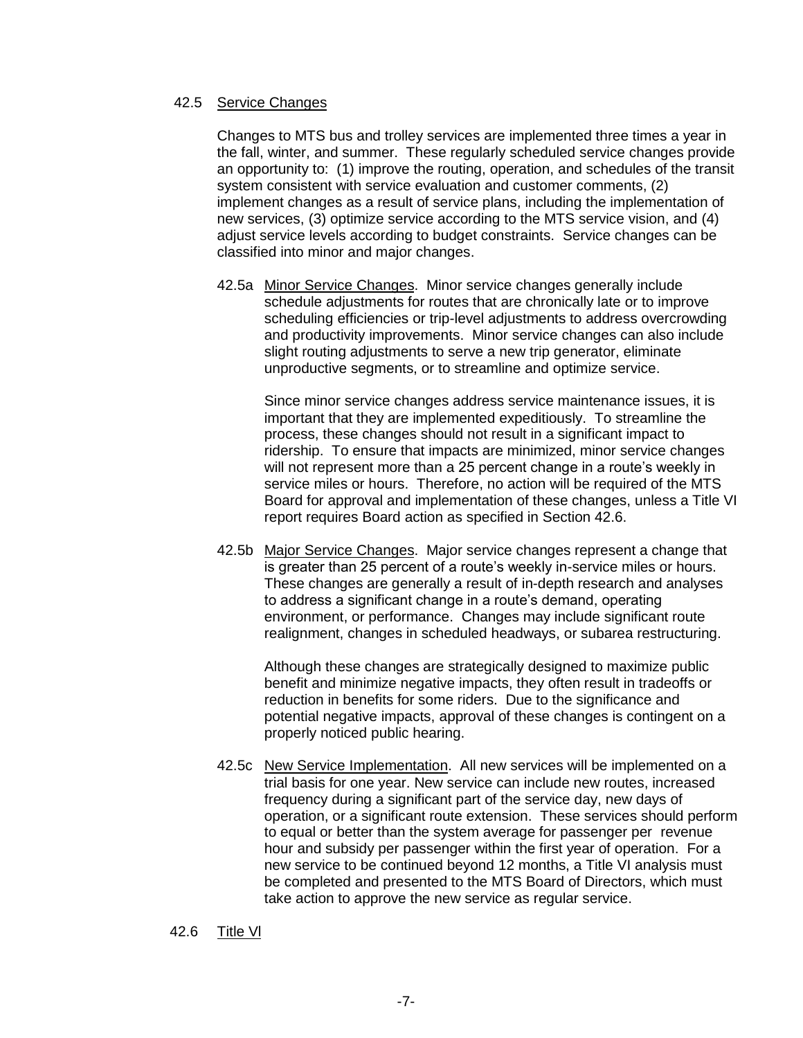## 42.5 Service Changes

Changes to MTS bus and trolley services are implemented three times a year in the fall, winter, and summer. These regularly scheduled service changes provide an opportunity to: (1) improve the routing, operation, and schedules of the transit system consistent with service evaluation and customer comments, (2) implement changes as a result of service plans, including the implementation of new services, (3) optimize service according to the MTS service vision, and (4) adjust service levels according to budget constraints. Service changes can be classified into minor and major changes.

42.5a Minor Service Changes. Minor service changes generally include schedule adjustments for routes that are chronically late or to improve scheduling efficiencies or trip-level adjustments to address overcrowding and productivity improvements. Minor service changes can also include slight routing adjustments to serve a new trip generator, eliminate unproductive segments, or to streamline and optimize service.

Since minor service changes address service maintenance issues, it is important that they are implemented expeditiously. To streamline the process, these changes should not result in a significant impact to ridership. To ensure that impacts are minimized, minor service changes will not represent more than a 25 percent change in a route's weekly in service miles or hours. Therefore, no action will be required of the MTS Board for approval and implementation of these changes, unless a Title VI report requires Board action as specified in Section 42.6.

42.5b Major Service Changes. Major service changes represent a change that is greater than 25 percent of a route's weekly in-service miles or hours. These changes are generally a result of in-depth research and analyses to address a significant change in a route's demand, operating environment, or performance. Changes may include significant route realignment, changes in scheduled headways, or subarea restructuring.

Although these changes are strategically designed to maximize public benefit and minimize negative impacts, they often result in tradeoffs or reduction in benefits for some riders. Due to the significance and potential negative impacts, approval of these changes is contingent on a properly noticed public hearing.

42.5c New Service Implementation. All new services will be implemented on a trial basis for one year. New service can include new routes, increased frequency during a significant part of the service day, new days of operation, or a significant route extension. These services should perform to equal or better than the system average for passenger per revenue hour and subsidy per passenger within the first year of operation. For a new service to be continued beyond 12 months, a Title VI analysis must be completed and presented to the MTS Board of Directors, which must take action to approve the new service as regular service.

## 42.6 Title Vl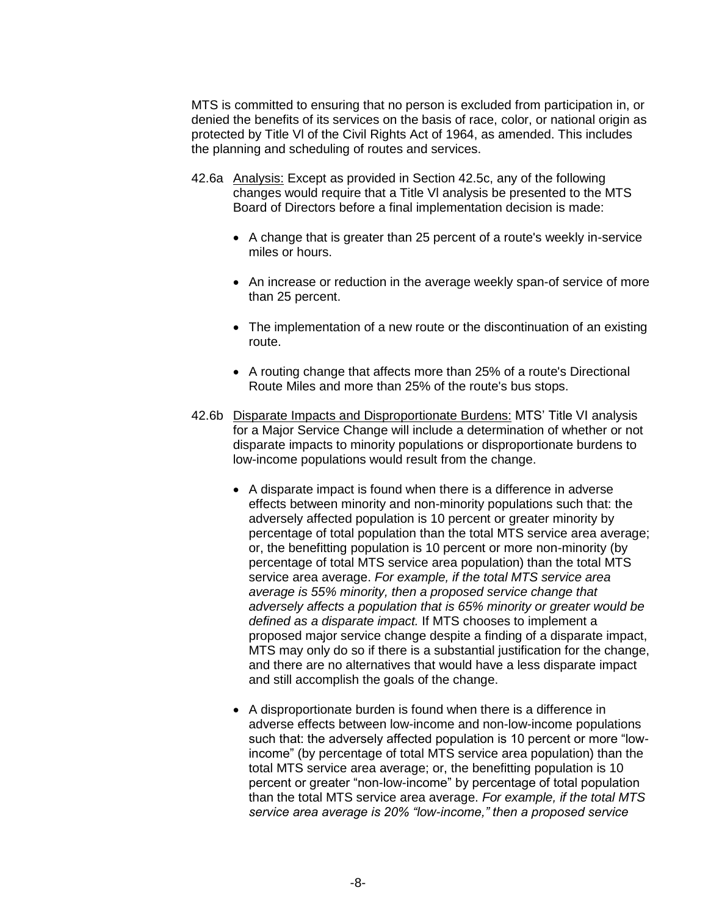MTS is committed to ensuring that no person is excluded from participation in, or denied the benefits of its services on the basis of race, color, or national origin as protected by Title VI of the Civil Rights Act of 1964, as amended. This includes the planning and scheduling of routes and services.

42.6a <u>Analysis:</u> Except as provided in Section 42.5c, any of the following changes would require that a Title VI analysis be presented to the MTS Board of Directors before a final implementation decision is made:

- A change that is greater than 25 percent of a route's weekly in-service miles or hours.
- An increase or reduction in the average weekly span-of service of more than 25 percent.
- The implementation of a new route or the discontinuation of an existing route.
- A routing change that affects more than 25% of a route's Directional Route Miles and more than 25% of the route's bus stops.

42.6b <u>Disparate Impacts and Disproportionate Burdens:</u> MTS' Title VI analysis for a Major Service Change will include a determination of whether or not disparate impacts to minority populations or disproportionate burdens to low-income populations would result from the change.

- A disparate impact is found when there is a difference in adverse effects between minority and non-minority populations such that: the adversely affected population is 10 percent or greater minority by percentage of total population than the total MTS service area average; or, the benefitting population is 10 percent or more non-minority (by percentage of total MTS service area population) than the total MTS service area average. *For example, if the total MTS service area average is 55% minority, then a proposed service change that adversely affects a population that is 65% minority or greater would be defined as a disparate impact.* If MTS chooses to implement a proposed major service change despite a finding of a disparate impact, MTS may only do so if there is a substantial justification for the change, and there are no alternatives that would have a less disparate impact and still accomplish the goals of the change.
- A disproportionate burden is found when there is a difference in adverse effects between low-income and non-low-income populations such that: the adversely affected population is 10 percent or more "low-income" (by percentage of total MTS service area population) than the total MTS service area average; or, the benefitting population is 10 percent or greater "non-low-income" by percentage of total population than the total MTS service area average. *For example, if the total MTS service area average is 20% "low-income," then a proposed service*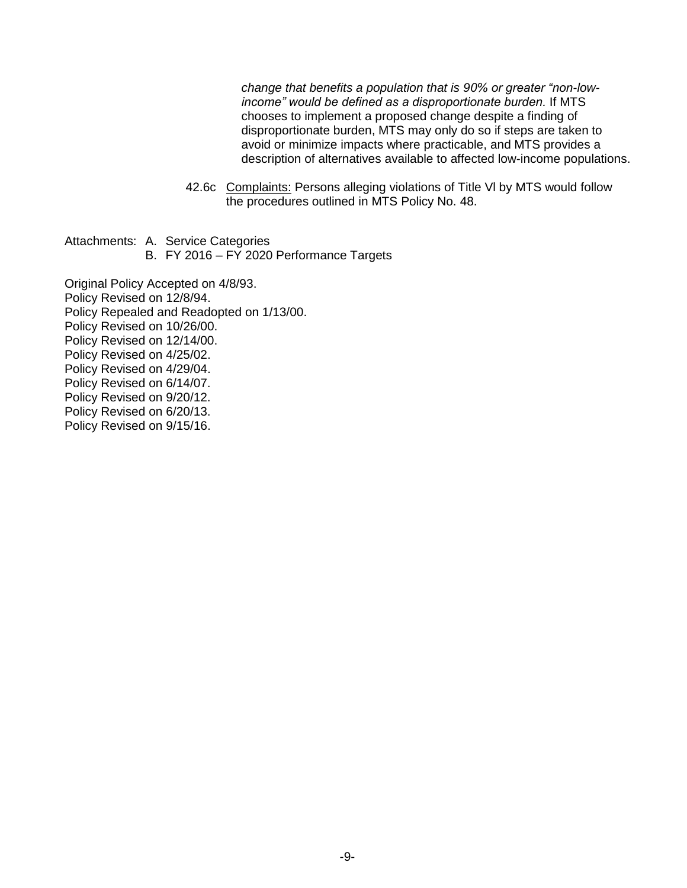*change that benefits a population that is 90% or greater "non-low-income" would be defined as a disproportionate burden.* If MTS chooses to implement a proposed change despite a finding of disproportionate burden, MTS may only do so if steps are taken to avoid or minimize impacts where practicable, and MTS provides a description of alternatives available to affected low-income populations.

42.6c Complaints: Persons alleging violations of Title Vl by MTS would follow the procedures outlined in MTS Policy No. 48.

Attachments: A. Service Categories
B. FY 2016 – FY 2020 Performance Targets

Original Policy Accepted on 4/8/93.
Policy Revised on 12/8/94.
Policy Repealed and Readopted on 1/13/00.
Policy Revised on 10/26/00.
Policy Revised on 12/14/00.
Policy Revised on 4/25/02.
Policy Revised on 4/29/04.
Policy Revised on 6/14/07.
Policy Revised on 9/20/12.
Policy Revised on 6/20/13.
Policy Revised on 9/15/16.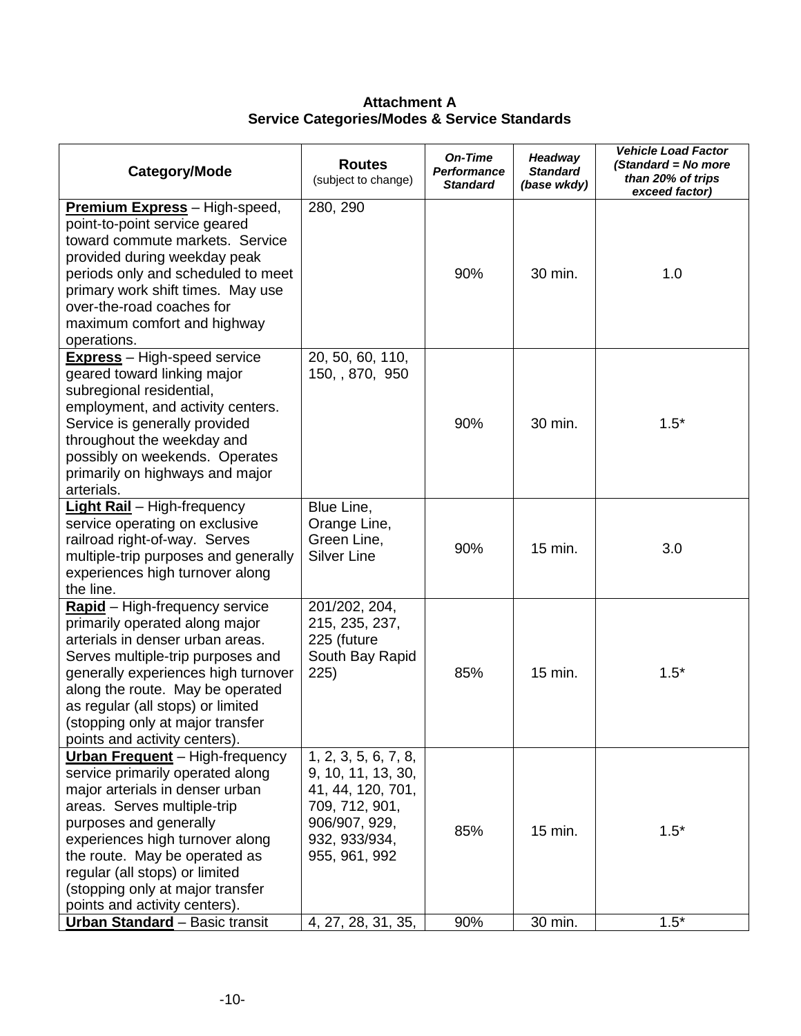**Attachment A**
**Service Categories/Modes & Service Standards**

| Category/Mode | Routes (subject to change) | *On-Time Performance Standard* | *Headway Standard (base wkdy)* | *Vehicle Load Factor (Standard = No more than 20% of trips exceed factor)* |
|---|---|---|---|---|
| **Premium Express** – High-speed, point-to-point service geared toward commute markets. Service provided during weekday peak periods only and scheduled to meet primary work shift times. May use over-the-road coaches for maximum comfort and highway operations. | 280, 290 | 90% | 30 min. | 1.0 |
| **Express** – High-speed service geared toward linking major subregional residential, employment, and activity centers. Service is generally provided throughout the weekday and possibly on weekends. Operates primarily on highways and major arterials. | 20, 50, 60, 110, 150, , 870, 950 | 90% | 30 min. | 1.5* |
| **Light Rail** – High-frequency service operating on exclusive railroad right-of-way. Serves multiple-trip purposes and generally experiences high turnover along the line. | Blue Line, Orange Line, Green Line, Silver Line | 90% | 15 min. | 3.0 |
| **Rapid** – High-frequency service primarily operated along major arterials in denser urban areas. Serves multiple-trip purposes and generally experiences high turnover along the route. May be operated as regular (all stops) or limited (stopping only at major transfer points and activity centers). | 201/202, 204, 215, 235, 237, 225 (future South Bay Rapid 225) | 85% | 15 min. | 1.5* |
| **Urban Frequent** – High-frequency service primarily operated along major arterials in denser urban areas. Serves multiple-trip purposes and generally experiences high turnover along the route. May be operated as regular (all stops) or limited (stopping only at major transfer points and activity centers). | 1, 2, 3, 5, 6, 7, 8, 9, 10, 11, 13, 30, 41, 44, 120, 701, 709, 712, 901, 906/907, 929, 932, 933/934, 955, 961, 992 | 85% | 15 min. | 1.5* |
| **Urban Standard** – Basic transit | 4, 27, 28, 31, 35, | 90% | 30 min. | 1.5* |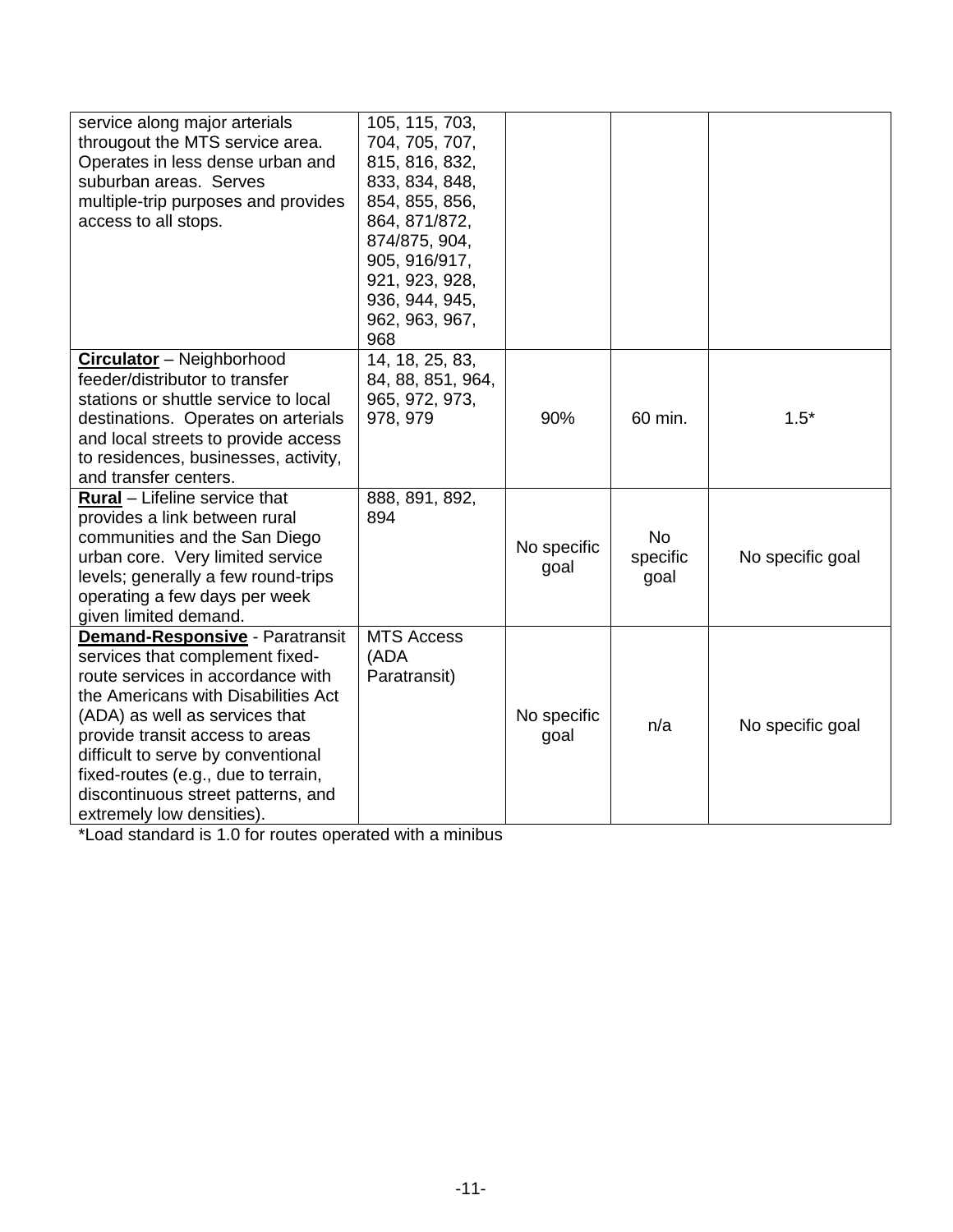| | | | | |
|---|---|---|---|---|
| service along major arterials througout the MTS service area. Operates in less dense urban and suburban areas. Serves multiple-trip purposes and provides access to all stops. | 105, 115, 703, 704, 705, 707, 815, 816, 832, 833, 834, 848, 854, 855, 856, 864, 871/872, 874/875, 904, 905, 916/917, 921, 923, 928, 936, 944, 945, 962, 963, 967, 968 | | | |
| **Circulator** – Neighborhood feeder/distributor to transfer stations or shuttle service to local destinations. Operates on arterials and local streets to provide access to residences, businesses, activity, and transfer centers. | 14, 18, 25, 83, 84, 88, 851, 964, 965, 972, 973, 978, 979 | 90% | 60 min. | 1.5* |
| **Rural** – Lifeline service that provides a link between rural communities and the San Diego urban core. Very limited service levels; generally a few round-trips operating a few days per week given limited demand. | 888, 891, 892, 894 | No specific goal | No specific goal | No specific goal |
| **Demand-Responsive** - Paratransit services that complement fixed-route services in accordance with the Americans with Disabilities Act (ADA) as well as services that provide transit access to areas difficult to serve by conventional fixed-routes (e.g., due to terrain, discontinuous street patterns, and extremely low densities). | MTS Access (ADA Paratransit) | No specific goal | n/a | No specific goal |

*Load standard is 1.0 for routes operated with a minibus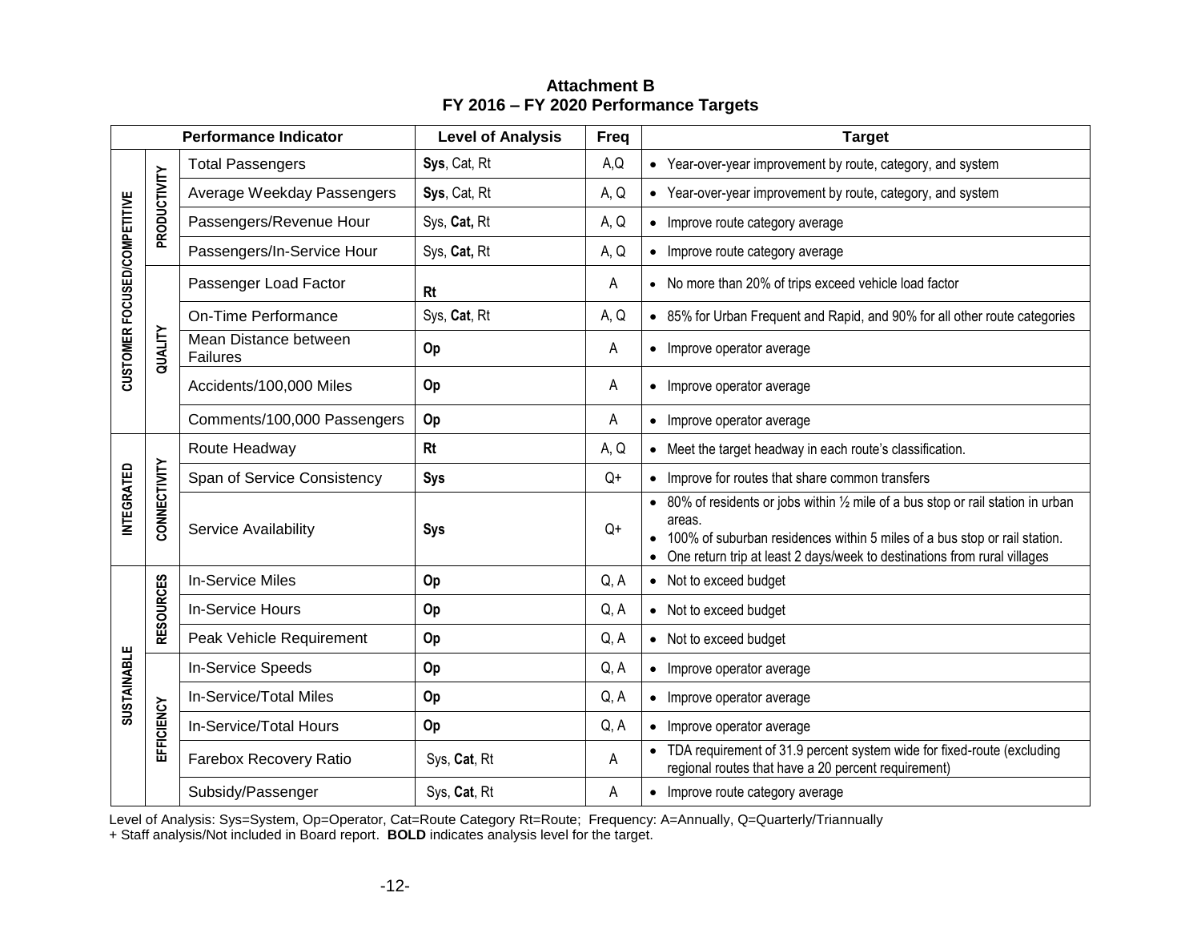**Attachment B**
**FY 2016 – FY 2020 Performance Targets**

| Performance Indicator | | | Level of Analysis | Freq | Target |
|---|---|---|---|---|---|
| CUSTOMER FOCUSED/COMPETITIVE | PRODUCTIVITY | Total Passengers | **Sys**, Cat, Rt | A,Q | • Year-over-year improvement by route, category, and system |
| | | Average Weekday Passengers | **Sys**, Cat, Rt | A, Q | • Year-over-year improvement by route, category, and system |
| | | Passengers/Revenue Hour | Sys, **Cat,** Rt | A, Q | • Improve route category average |
| | | Passengers/In-Service Hour | Sys, **Cat,** Rt | A, Q | • Improve route category average |
| | QUALITY | Passenger Load Factor | **Rt** | A | • No more than 20% of trips exceed vehicle load factor |
| | | On-Time Performance | Sys, **Cat**, Rt | A, Q | • 85% for Urban Frequent and Rapid, and 90% for all other route categories |
| | | Mean Distance between Failures | **Op** | A | • Improve operator average |
| | | Accidents/100,000 Miles | **Op** | A | • Improve operator average |
| | | Comments/100,000 Passengers | **Op** | A | • Improve operator average |
| INTEGRATED | CONNECTIVITY | Route Headway | **Rt** | A, Q | • Meet the target headway in each route's classification. |
| | | Span of Service Consistency | **Sys** | Q+ | • Improve for routes that share common transfers |
| | | Service Availability | **Sys** | Q+ | • 80% of residents or jobs within ½ mile of a bus stop or rail station in urban areas. • 100% of suburban residences within 5 miles of a bus stop or rail station. • One return trip at least 2 days/week to destinations from rural villages |
| SUSTAINABLE | RESOURCES | In-Service Miles | **Op** | Q, A | • Not to exceed budget |
| | | In-Service Hours | **Op** | Q, A | • Not to exceed budget |
| | | Peak Vehicle Requirement | **Op** | Q, A | • Not to exceed budget |
| | EFFICIENCY | In-Service Speeds | **Op** | Q, A | • Improve operator average |
| | | In-Service/Total Miles | **Op** | Q, A | • Improve operator average |
| | | In-Service/Total Hours | **Op** | Q, A | • Improve operator average |
| | | Farebox Recovery Ratio | Sys, **Cat**, Rt | A | • TDA requirement of 31.9 percent system wide for fixed-route (excluding regional routes that have a 20 percent requirement) |
| | | Subsidy/Passenger | Sys, **Cat**, Rt | A | • Improve route category average |

Level of Analysis: Sys=System, Op=Operator, Cat=Route Category Rt=Route; Frequency: A=Annually, Q=Quarterly/Triannually
+ Staff analysis/Not included in Board report. **BOLD** indicates analysis level for the target.